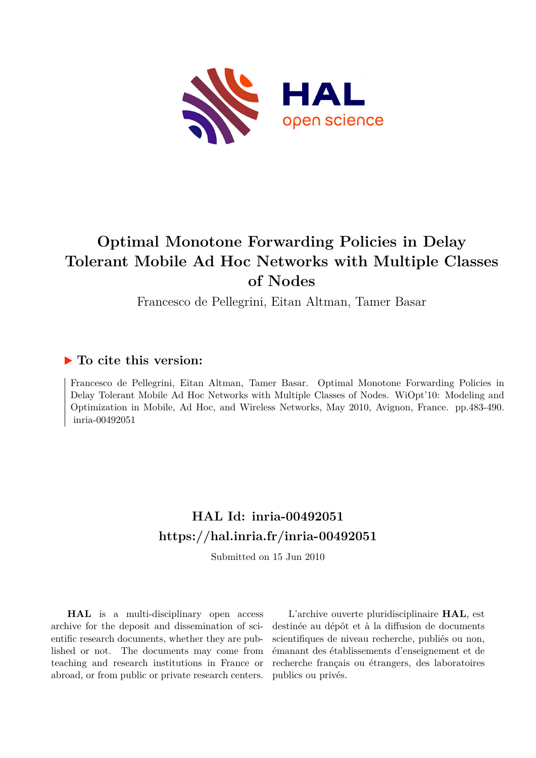# Optimal Monotone Forwarding Policies in Delay Tolerant Mobile Ad Hoc Networks with Multiple Classes of Nodes

Francesco de Pellegrini, Eitan Altman, Tamer Basar

## ▶ To cite this version:

Francesco de Pellegrini, Eitan Altman, Tamer Basar. Optimal Monotone Forwarding Policies in Delay Tolerant Mobile Ad Hoc Networks with Multiple Classes of Nodes. WiOpt'10: Modeling and Optimization in Mobile, Ad Hoc, and Wireless Networks, May 2010, Avignon, France. pp.483-490. inria-00492051

## HAL Id: inria-00492051
## https://hal.inria.fr/inria-00492051

Submitted on 15 Jun 2010

**HAL** is a multi-disciplinary open access archive for the deposit and dissemination of scientific research documents, whether they are published or not. The documents may come from teaching and research institutions in France or abroad, or from public or private research centers.

L'archive ouverte pluridisciplinaire **HAL**, est destinée au dépôt et à la diffusion de documents scientifiques de niveau recherche, publiés ou non, émanant des établissements d'enseignement et de recherche français ou étrangers, des laboratoires publics ou privés.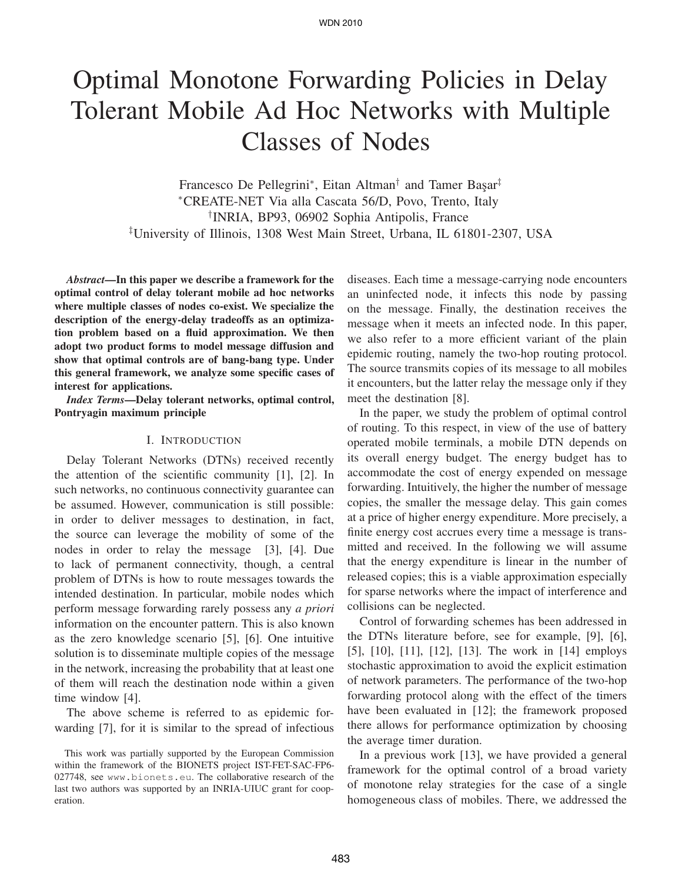# Optimal Monotone Forwarding Policies in Delay Tolerant Mobile Ad Hoc Networks with Multiple Classes of Nodes

Francesco De Pellegrini[*], Eitan Altman[†] and Tamer Başar[‡]

[*]CREATE-NET Via alla Cascata 56/D, Povo, Trento, Italy

[†]INRIA, BP93, 06902 Sophia Antipolis, France

[‡]University of Illinois, 1308 West Main Street, Urbana, IL 61801-2307, USA

***Abstract*—In this paper we describe a framework for the optimal control of delay tolerant mobile ad hoc networks where multiple classes of nodes co-exist. We specialize the description of the energy-delay tradeoffs as an optimization problem based on a fluid approximation. We then adopt two product forms to model message diffusion and show that optimal controls are of bang-bang type. Under this general framework, we analyze some specific cases of interest for applications.**

***Index Terms*—Delay tolerant networks, optimal control, Pontryagin maximum principle**

## I. Introduction

Delay Tolerant Networks (DTNs) received recently the attention of the scientific community [1], [2]. In such networks, no continuous connectivity guarantee can be assumed. However, communication is still possible: in order to deliver messages to destination, in fact, the source can leverage the mobility of some of the nodes in order to relay the message [3], [4]. Due to lack of permanent connectivity, though, a central problem of DTNs is how to route messages towards the intended destination. In particular, mobile nodes which perform message forwarding rarely possess any *a priori* information on the encounter pattern. This is also known as the zero knowledge scenario [5], [6]. One intuitive solution is to disseminate multiple copies of the message in the network, increasing the probability that at least one of them will reach the destination node within a given time window [4].

The above scheme is referred to as epidemic forwarding [7], for it is similar to the spread of infectious diseases. Each time a message-carrying node encounters an uninfected node, it infects this node by passing on the message. Finally, the destination receives the message when it meets an infected node. In this paper, we also refer to a more efficient variant of the plain epidemic routing, namely the two-hop routing protocol. The source transmits copies of its message to all mobiles it encounters, but the latter relay the message only if they meet the destination [8].

In the paper, we study the problem of optimal control of routing. To this respect, in view of the use of battery operated mobile terminals, a mobile DTN depends on its overall energy budget. The energy budget has to accommodate the cost of energy expended on message forwarding. Intuitively, the higher the number of message copies, the smaller the message delay. This gain comes at a price of higher energy expenditure. More precisely, a finite energy cost accrues every time a message is transmitted and received. In the following we will assume that the energy expenditure is linear in the number of released copies; this is a viable approximation especially for sparse networks where the impact of interference and collisions can be neglected.

Control of forwarding schemes has been addressed in the DTNs literature before, see for example, [9], [6], [5], [10], [11], [12], [13]. The work in [14] employs stochastic approximation to avoid the explicit estimation of network parameters. The performance of the two-hop forwarding protocol along with the effect of the timers have been evaluated in [12]; the framework proposed there allows for performance optimization by choosing the average timer duration.

In a previous work [13], we have provided a general framework for the optimal control of a broad variety of monotone relay strategies for the case of a single homogeneous class of mobiles. There, we addressed the

This work was partially supported by the European Commission within the framework of the BIONETS project IST-FET-SAC-FP6-027748, see www.bionets.eu. The collaborative research of the last two authors was supported by an INRIA-UIUC grant for cooperation.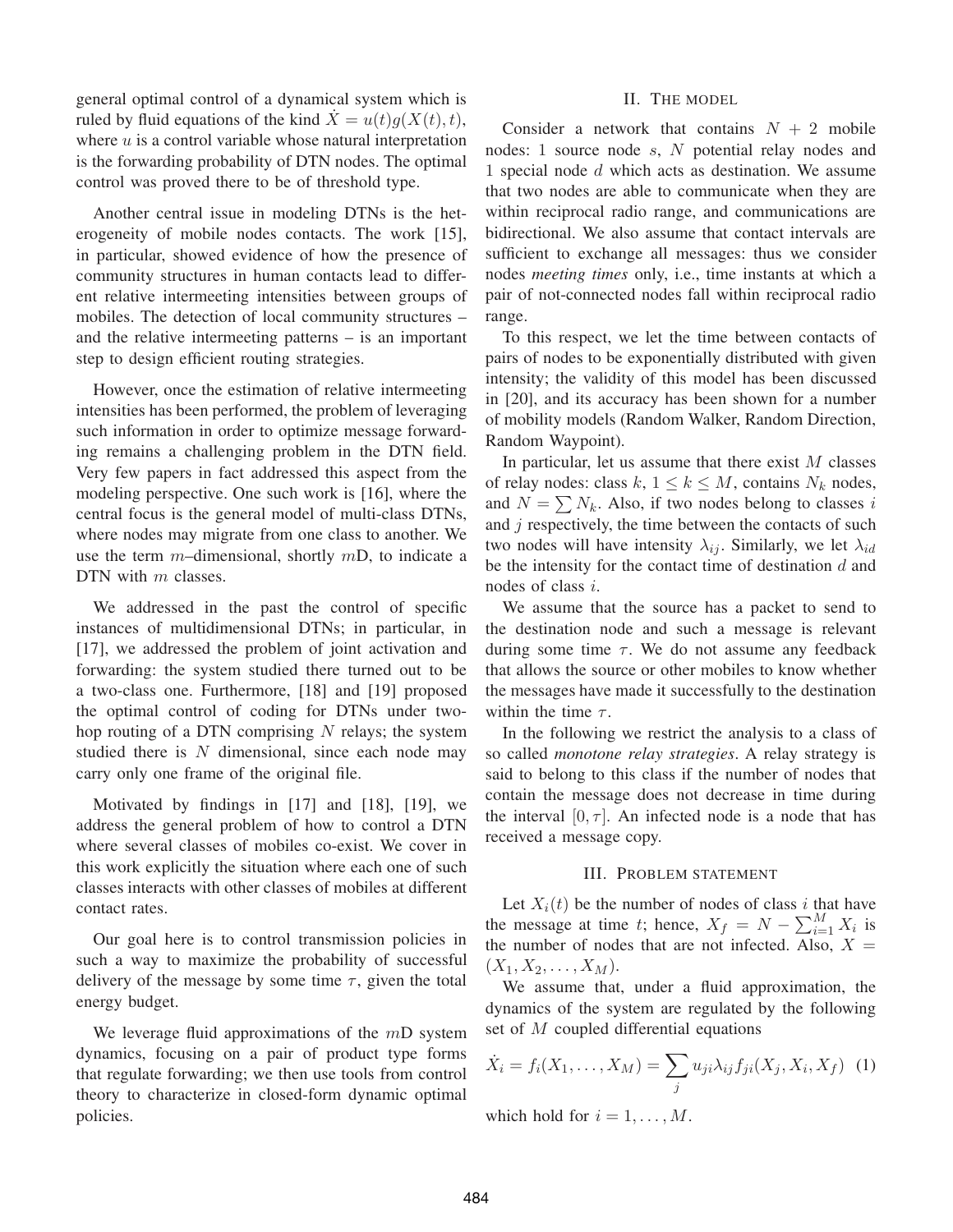general optimal control of a dynamical system which is ruled by fluid equations of the kind $\dot{X} = u(t)g(X(t), t)$, where $u$ is a control variable whose natural interpretation is the forwarding probability of DTN nodes. The optimal control was proved there to be of threshold type.

Another central issue in modeling DTNs is the heterogeneity of mobile nodes contacts. The work [15], in particular, showed evidence of how the presence of community structures in human contacts lead to different relative intermeeting intensities between groups of mobiles. The detection of local community structures – and the relative intermeeting patterns – is an important step to design efficient routing strategies.

However, once the estimation of relative intermeeting intensities has been performed, the problem of leveraging such information in order to optimize message forwarding remains a challenging problem in the DTN field. Very few papers in fact addressed this aspect from the modeling perspective. One such work is [16], where the central focus is the general model of multi-class DTNs, where nodes may migrate from one class to another. We use the term $m$–dimensional, shortly $m$D, to indicate a DTN with $m$ classes.

We addressed in the past the control of specific instances of multidimensional DTNs; in particular, in [17], we addressed the problem of joint activation and forwarding: the system studied there turned out to be a two-class one. Furthermore, [18] and [19] proposed the optimal control of coding for DTNs under two-hop routing of a DTN comprising $N$ relays; the system studied there is $N$ dimensional, since each node may carry only one frame of the original file.

Motivated by findings in [17] and [18], [19], we address the general problem of how to control a DTN where several classes of mobiles co-exist. We cover in this work explicitly the situation where each one of such classes interacts with other classes of mobiles at different contact rates.

Our goal here is to control transmission policies in such a way to maximize the probability of successful delivery of the message by some time $\tau$, given the total energy budget.

We leverage fluid approximations of the $m$D system dynamics, focusing on a pair of product type forms that regulate forwarding; we then use tools from control theory to characterize in closed-form dynamic optimal policies.

## II. The model

Consider a network that contains $N + 2$ mobile nodes: 1 source node $s$, $N$ potential relay nodes and 1 special node $d$ which acts as destination. We assume that two nodes are able to communicate when they are within reciprocal radio range, and communications are bidirectional. We also assume that contact intervals are sufficient to exchange all messages: thus we consider nodes *meeting times* only, i.e., time instants at which a pair of not-connected nodes fall within reciprocal radio range.

To this respect, we let the time between contacts of pairs of nodes to be exponentially distributed with given intensity; the validity of this model has been discussed in [20], and its accuracy has been shown for a number of mobility models (Random Walker, Random Direction, Random Waypoint).

In particular, let us assume that there exist $M$ classes of relay nodes: class $k$, $1 \leq k \leq M$, contains $N_k$ nodes, and $N = \sum N_k$. Also, if two nodes belong to classes $i$ and $j$ respectively, the time between the contacts of such two nodes will have intensity $\lambda_{ij}$. Similarly, we let $\lambda_{id}$ be the intensity for the contact time of destination $d$ and nodes of class $i$.

We assume that the source has a packet to send to the destination node and such a message is relevant during some time $\tau$. We do not assume any feedback that allows the source or other mobiles to know whether the messages have made it successfully to the destination within the time $\tau$.

In the following we restrict the analysis to a class of so called *monotone relay strategies*. A relay strategy is said to belong to this class if the number of nodes that contain the message does not decrease in time during the interval $[0, \tau]$. An infected node is a node that has received a message copy.

## III. Problem statement

Let $X_i(t)$ be the number of nodes of class $i$ that have the message at time $t$; hence, $X_f = N - \sum_{i=1}^{M} X_i$ is the number of nodes that are not infected. Also, $X = (X_1, X_2, \ldots, X_M)$.

We assume that, under a fluid approximation, the dynamics of the system are regulated by the following set of $M$ coupled differential equations

$$\dot{X}_i = f_i(X_1, \ldots, X_M) = \sum_j u_{ji} \lambda_{ij} f_{ji}(X_j, X_i, X_f) \quad (1)$$

which hold for $i = 1, \ldots, M$.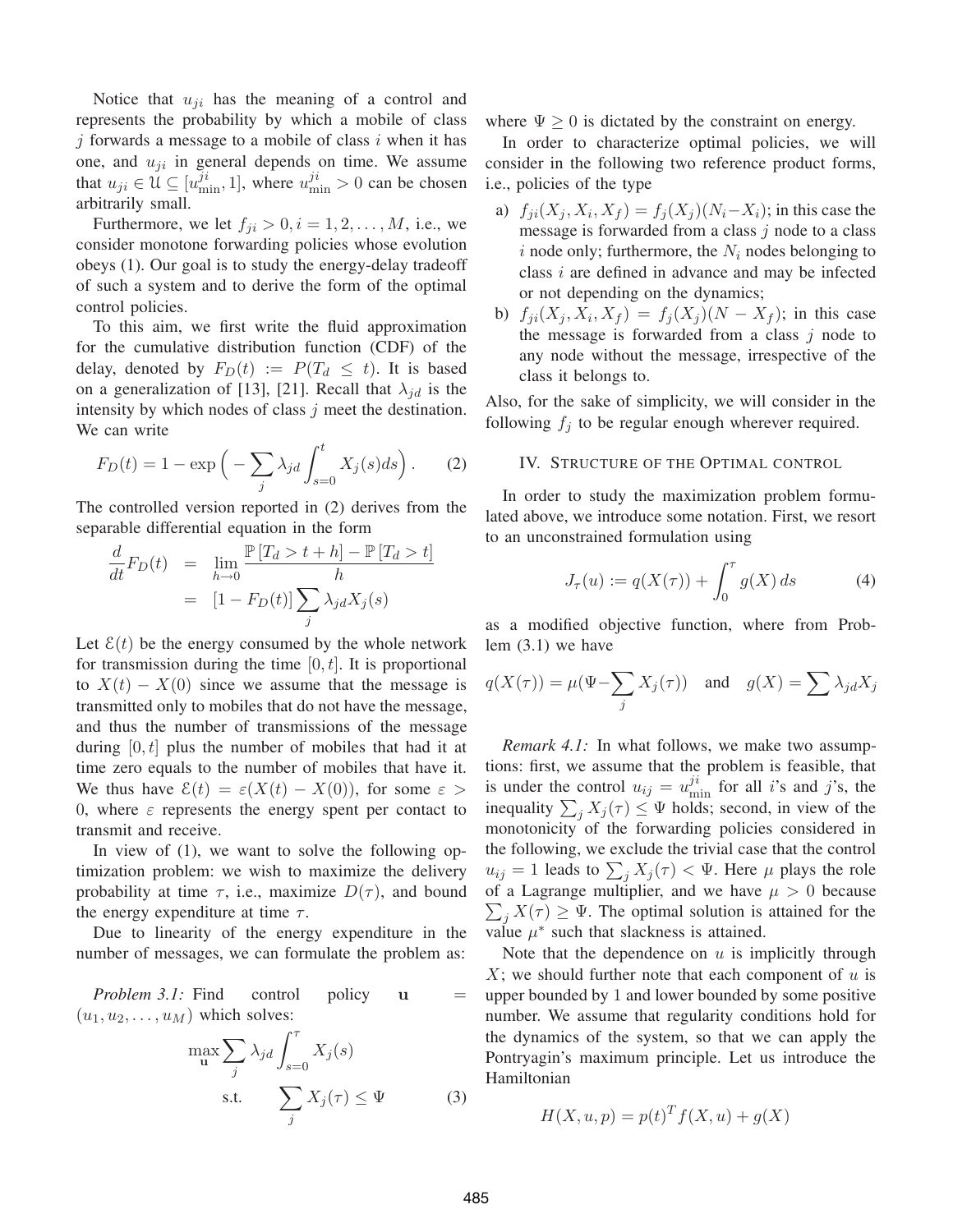Notice that $u_{ji}$ has the meaning of a control and represents the probability by which a mobile of class $j$ forwards a message to a mobile of class $i$ when it has one, and $u_{ji}$ in general depends on time. We assume that $u_{ji} \in \mathcal{U} \subseteq [u^{ji}_{\min}, 1]$, where $u^{ji}_{\min} > 0$ can be chosen arbitrarily small.

Furthermore, we let $f_{ji} > 0, i = 1, 2, \ldots, M$, i.e., we consider monotone forwarding policies whose evolution obeys (1). Our goal is to study the energy-delay tradeoff of such a system and to derive the form of the optimal control policies.

To this aim, we first write the fluid approximation for the cumulative distribution function (CDF) of the delay, denoted by $F_D(t) := P(T_d \leq t)$. It is based on a generalization of [13], [21]. Recall that $\lambda_{jd}$ is the intensity by which nodes of class $j$ meet the destination. We can write

$$F_D(t) = 1 - \exp\Big( - \sum_j \lambda_{jd} \int_{s=0}^{t} X_j(s) ds \Big). \qquad (2)$$

The controlled version reported in (2) derives from the separable differential equation in the form

$$\begin{aligned} \frac{d}{dt} F_D(t) &= \lim_{h \to 0} \frac{\mathbb{P}[T_d > t + h] - \mathbb{P}[T_d > t]}{h} \\ &= [1 - F_D(t)] \sum_j \lambda_{jd} X_j(s) \end{aligned}$$

Let $\mathcal{E}(t)$ be the energy consumed by the whole network for transmission during the time $[0, t]$. It is proportional to $X(t) - X(0)$ since we assume that the message is transmitted only to mobiles that do not have the message, and thus the number of transmissions of the message during $[0, t]$ plus the number of mobiles that had it at time zero equals to the number of mobiles that have it. We thus have $\mathcal{E}(t) = \varepsilon(X(t) - X(0))$, for some $\varepsilon > 0$, where $\varepsilon$ represents the energy spent per contact to transmit and receive.

In view of (1), we want to solve the following optimization problem: we wish to maximize the delivery probability at time $\tau$, i.e., maximize $D(\tau)$, and bound the energy expenditure at time $\tau$.

Due to linearity of the energy expenditure in the number of messages, we can formulate the problem as:

*Problem 3.1:* Find control policy $\mathbf{u} = (u_1, u_2, \ldots, u_M)$ which solves:

$$\begin{aligned} \max_{\mathbf{u}} \sum_j \lambda_{jd} \int_{s=0}^{\tau} X_j(s) \\ \text{s.t.} \qquad \sum_j X_j(\tau) \leq \Psi \end{aligned} \qquad (3)$$

where $\Psi \geq 0$ is dictated by the constraint on energy.

In order to characterize optimal policies, we will consider in the following two reference product forms, i.e., policies of the type

a) $f_{ji}(X_j, X_i, X_f) = f_j(X_j)(N_i - X_i)$; in this case the message is forwarded from a class $j$ node to a class $i$ node only; furthermore, the $N_i$ nodes belonging to class $i$ are defined in advance and may be infected or not depending on the dynamics;
b) $f_{ji}(X_j, X_i, X_f) = f_j(X_j)(N - X_f)$; in this case the message is forwarded from a class $j$ node to any node without the message, irrespective of the class it belongs to.

Also, for the sake of simplicity, we will consider in the following $f_j$ to be regular enough wherever required.

## IV. Structure of the Optimal control

In order to study the maximization problem formulated above, we introduce some notation. First, we resort to an unconstrained formulation using

$$J_\tau(u) := q(X(\tau)) + \int_0^\tau g(X)\, ds \qquad (4)$$

as a modified objective function, where from Problem (3.1) we have

$$q(X(\tau)) = \mu(\Psi - \sum_j X_j(\tau)) \quad \text{and} \quad g(X) = \sum \lambda_{jd} X_j$$

*Remark 4.1:* In what follows, we make two assumptions: first, we assume that the problem is feasible, that is under the control $u_{ij} = u^{ji}_{\min}$ for all $i$'s and $j$'s, the inequality $\sum_j X_j(\tau) \leq \Psi$ holds; second, in view of the monotonicity of the forwarding policies considered in the following, we exclude the trivial case that the control $u_{ij} = 1$ leads to $\sum_j X_j(\tau) < \Psi$. Here $\mu$ plays the role of a Lagrange multiplier, and we have $\mu > 0$ because $\sum_j X(\tau) \geq \Psi$. The optimal solution is attained for the value $\mu^*$ such that slackness is attained.

Note that the dependence on $u$ is implicitly through $X$; we should further note that each component of $u$ is upper bounded by 1 and lower bounded by some positive number. We assume that regularity conditions hold for the dynamics of the system, so that we can apply the Pontryagin's maximum principle. Let us introduce the Hamiltonian

$$H(X, u, p) = p(t)^T f(X, u) + g(X)$$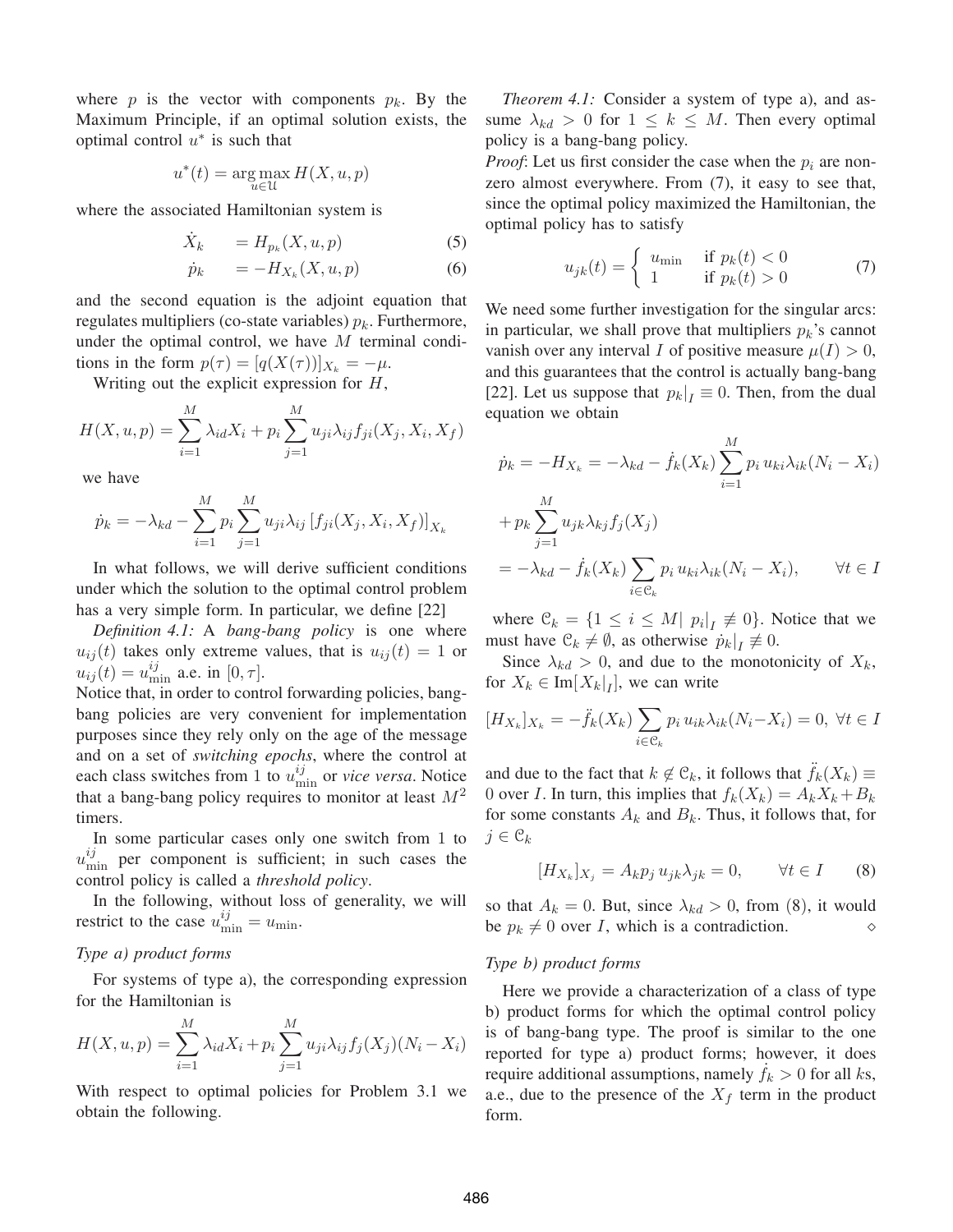where $p$ is the vector with components $p_k$. By the Maximum Principle, if an optimal solution exists, the optimal control $u^*$ is such that

$$u^*(t) = \arg\max_{u \in \mathcal{U}} H(X, u, p)$$

where the associated Hamiltonian system is

$$\dot{X}_k = H_{p_k}(X, u, p) \tag{5}$$

$$\dot{p}_k = -H_{X_k}(X, u, p) \tag{6}$$

and the second equation is the adjoint equation that regulates multipliers (co-state variables) $p_k$. Furthermore, under the optimal control, we have $M$ terminal conditions in the form $p(\tau) = [q(X(\tau))]_{X_k} = -\mu$.

Writing out the explicit expression for $H$,

$$H(X, u, p) = \sum_{i=1}^{M} \lambda_{id} X_i + p_i \sum_{j=1}^{M} u_{ji} \lambda_{ij} f_{ji}(X_j, X_i, X_f)$$

we have

$$\dot{p}_k = -\lambda_{kd} - \sum_{i=1}^{M} p_i \sum_{j=1}^{M} u_{ji} \lambda_{ij} \left[ f_{ji}(X_j, X_i, X_f) \right]_{X_k}$$

In what follows, we will derive sufficient conditions under which the solution to the optimal control problem has a very simple form. In particular, we define [22]

*Definition 4.1:* A *bang-bang policy* is one where $u_{ij}(t)$ takes only extreme values, that is $u_{ij}(t) = 1$ or $u_{ij}(t) = u_{\min}^{ij}$ a.e. in $[0, \tau]$.

Notice that, in order to control forwarding policies, bang-bang policies are very convenient for implementation purposes since they rely only on the age of the message and on a set of *switching epochs*, where the control at each class switches from 1 to $u_{\min}^{ij}$ or *vice versa*. Notice that a bang-bang policy requires to monitor at least $M^2$ timers.

In some particular cases only one switch from 1 to $u_{\min}^{ij}$ per component is sufficient; in such cases the control policy is called a *threshold policy*.

In the following, without loss of generality, we will restrict to the case $u_{\min}^{ij} = u_{\min}$.

### *Type a) product forms*

For systems of type a), the corresponding expression for the Hamiltonian is

$$H(X, u, p) = \sum_{i=1}^{M} \lambda_{id} X_i + p_i \sum_{j=1}^{M} u_{ji} \lambda_{ij} f_j(X_j)(N_i - X_i)$$

With respect to optimal policies for Problem 3.1 we obtain the following.

*Theorem 4.1:* Consider a system of type a), and assume $\lambda_{kd} > 0$ for $1 \le k \le M$. Then every optimal policy is a bang-bang policy.

*Proof*: Let us first consider the case when the $p_i$ are non-zero almost everywhere. From (7), it easy to see that, since the optimal policy maximized the Hamiltonian, the optimal policy has to satisfy

$$u_{jk}(t) = \begin{cases} u_{\min} & \text{if } p_k(t) < 0 \\ 1 & \text{if } p_k(t) > 0 \end{cases} \tag{7}$$

We need some further investigation for the singular arcs: in particular, we shall prove that multipliers $p_k$'s cannot vanish over any interval $I$ of positive measure $\mu(I) > 0$, and this guarantees that the control is actually bang-bang [22]. Let us suppose that $p_k|_I \equiv 0$. Then, from the dual equation we obtain

$$\begin{aligned}
\dot{p}_k = -H_{X_k} &= -\lambda_{kd} - \dot{f}_k(X_k) \sum_{i=1}^{M} p_i \, u_{ki} \lambda_{ik} (N_i - X_i) \\
&+ p_k \sum_{j=1}^{M} u_{jk} \lambda_{kj} f_j(X_j) \\
&= -\lambda_{kd} - \dot{f}_k(X_k) \sum_{i \in \mathcal{C}_k} p_i \, u_{ki} \lambda_{ik} (N_i - X_i), \qquad \forall t \in I
\end{aligned}$$

where $\mathcal{C}_k = \{1 \le i \le M | \; p_i|_I \not\equiv 0\}$. Notice that we must have $\mathcal{C}_k \neq \emptyset$, as otherwise $\dot{p}_k|_I \not\equiv 0$.

Since $\lambda_{kd} > 0$, and due to the monotonicity of $X_k$, for $X_k \in \mathrm{Im}[X_k|_I]$, we can write

$$[H_{X_k}]_{X_k} = -\ddot{f}_k(X_k) \sum_{i \in \mathcal{C}_k} p_i \, u_{ik} \lambda_{ik} (N_i - X_i) = 0, \; \forall t \in I$$

and due to the fact that $k \notin \mathcal{C}_k$, it follows that $\ddot{f}_k(X_k) \equiv 0$ over $I$. In turn, this implies that $f_k(X_k) = A_k X_k + B_k$ for some constants $A_k$ and $B_k$. Thus, it follows that, for $j \in \mathcal{C}_k$

$$[H_{X_k}]_{X_j} = A_k p_j \, u_{jk} \lambda_{jk} = 0, \qquad \forall t \in I \tag{8}$$

so that $A_k = 0$. But, since $\lambda_{kd} > 0$, from (8), it would be $p_k \neq 0$ over $I$, which is a contradiction. $\diamond$

### *Type b) product forms*

Here we provide a characterization of a class of type b) product forms for which the optimal control policy is of bang-bang type. The proof is similar to the one reported for type a) product forms; however, it does require additional assumptions, namely $\dot{f}_k > 0$ for all $k$s, a.e., due to the presence of the $X_f$ term in the product form.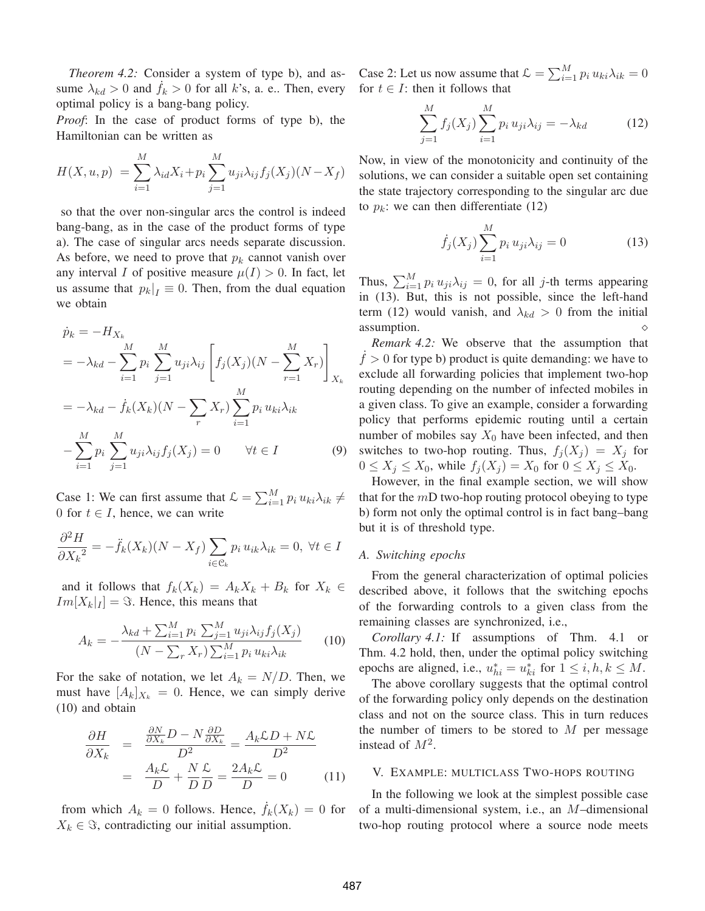*Theorem 4.2:* Consider a system of type b), and assume $\lambda_{kd} > 0$ and $\dot{f}_k > 0$ for all $k$'s, a. e.. Then, every optimal policy is a bang-bang policy.

*Proof*: In the case of product forms of type b), the Hamiltonian can be written as

$$H(X, u, p) = \sum_{i=1}^{M} \lambda_{id} X_i + p_i \sum_{j=1}^{M} u_{ji} \lambda_{ij} f_j(X_j)(N - X_f)$$

so that the over non-singular arcs the control is indeed bang-bang, as in the case of the product forms of type a). The case of singular arcs needs separate discussion. As before, we need to prove that $p_k$ cannot vanish over any interval $I$ of positive measure $\mu(I) > 0$. In fact, let us assume that $p_k|_I \equiv 0$. Then, from the dual equation we obtain

$$\begin{aligned}
\dot{p}_k &= -H_{X_k} \\
&= -\lambda_{kd} - \sum_{i=1}^{M} p_i \sum_{j=1}^{M} u_{ji} \lambda_{ij} \left[ f_j(X_j)(N - \sum_{r=1}^{M} X_r) \right]_{X_k} \\
&= -\lambda_{kd} - \dot{f}_k(X_k)(N - \sum_{r}^{M} X_r) \sum_{i=1}^{M} p_i \, u_{ki} \lambda_{ik} \\
&\quad - \sum_{i=1}^{M} p_i \sum_{j=1}^{M} u_{ji} \lambda_{ij} f_j(X_j) = 0 \qquad \forall t \in I \qquad (9)
\end{aligned}$$

Case 1: We can first assume that $\mathfrak{L} = \sum_{i=1}^{M} p_i \, u_{ki} \lambda_{ik} \neq 0$ for $t \in I$, hence, we can write

$$\frac{\partial^2 H}{\partial {X_k}^2} = -\ddot{f}_k(X_k)(N - X_f) \sum_{i \in \mathcal{C}_k} p_i \, u_{ik} \lambda_{ik} = 0, \ \forall t \in I$$

and it follows that $f_k(X_k) = A_k X_k + B_k$ for $X_k \in Im[X_k|_I] = \Im$. Hence, this means that

$$A_k = -\frac{\lambda_{kd} + \sum_{i=1}^{M} p_i \sum_{j=1}^{M} u_{ji} \lambda_{ij} f_j(X_j)}{(N - \sum_r X_r) \sum_{i=1}^{M} p_i \, u_{ki} \lambda_{ik}} \qquad (10)$$

For the sake of notation, we let $A_k = N/D$. Then, we must have $[A_k]_{X_k} = 0$. Hence, we can simply derive (10) and obtain

$$\begin{aligned}
\frac{\partial H}{\partial X_k} &= \frac{\frac{\partial N}{\partial X_k} D - N \frac{\partial D}{\partial X_k}}{D^2} = \frac{A_k \mathfrak{L} D + N \mathfrak{L}}{D^2} \\
&= \frac{A_k \mathfrak{L}}{D} + \frac{N}{D} \frac{\mathfrak{L}}{D} = \frac{2 A_k \mathfrak{L}}{D} = 0 \qquad (11)
\end{aligned}$$

from which $A_k = 0$ follows. Hence, $\dot{f}_k(X_k) = 0$ for $X_k \in \Im$, contradicting our initial assumption.

Case 2: Let us now assume that $\mathfrak{L} = \sum_{i=1}^{M} p_i \, u_{ki} \lambda_{ik} = 0$ for $t \in I$: then it follows that

$$\sum_{j=1}^{M} f_j(X_j) \sum_{i=1}^{M} p_i \, u_{ji} \lambda_{ij} = -\lambda_{kd} \qquad (12)$$

Now, in view of the monotonicity and continuity of the solutions, we can consider a suitable open set containing the state trajectory corresponding to the singular arc due to $p_k$: we can then differentiate (12)

$$\dot{f}_j(X_j) \sum_{i=1}^{M} p_i \, u_{ji} \lambda_{ij} = 0 \qquad (13)$$

Thus, $\sum_{i=1}^{M} p_i \, u_{ji} \lambda_{ij} = 0$, for all $j$-th terms appearing in (13). But, this is not possible, since the left-hand term (12) would vanish, and $\lambda_{kd} > 0$ from the initial assumption. $\diamond$

*Remark 4.2:* We observe that the assumption that $\dot{f} > 0$ for type b) product is quite demanding: we have to exclude all forwarding policies that implement two-hop routing depending on the number of infected mobiles in a given class. To give an example, consider a forwarding policy that performs epidemic routing until a certain number of mobiles say $X_0$ have been infected, and then switches to two-hop routing. Thus, $f_j(X_j) = X_j$ for $0 \leq X_j \leq X_0$, while $f_j(X_j) = X_0$ for $0 \leq X_j \leq X_0$.

However, in the final example section, we will show that for the $m$D two-hop routing protocol obeying to type b) form not only the optimal control is in fact bang–bang but it is of threshold type.

### A. Switching epochs

From the general characterization of optimal policies described above, it follows that the switching epochs of the forwarding controls to a given class from the remaining classes are synchronized, i.e.,

*Corollary 4.1:* If assumptions of Thm. 4.1 or Thm. 4.2 hold, then, under the optimal policy switching epochs are aligned, i.e., $u^*_{hi} = u^*_{ki}$ for $1 \leq i, h, k \leq M$.

The above corollary suggests that the optimal control of the forwarding policy only depends on the destination class and not on the source class. This in turn reduces the number of timers to be stored to $M$ per message instead of $M^2$.

## V. Example: multiclass Two-hops routing

In the following we look at the simplest possible case of a multi-dimensional system, i.e., an $M$–dimensional two-hop routing protocol where a source node meets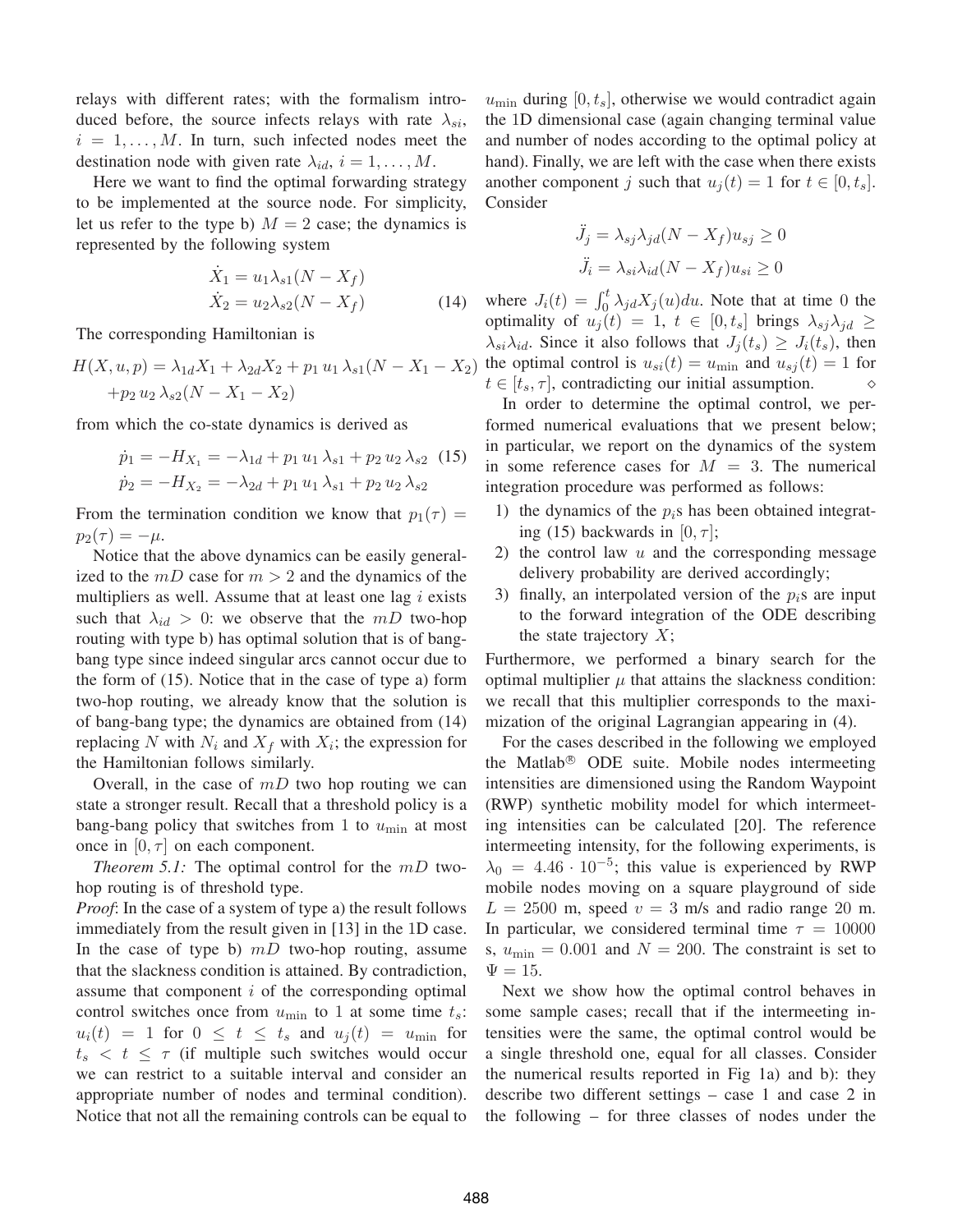relays with different rates; with the formalism introduced before, the source infects relays with rate $\lambda_{si}$, $i = 1, \ldots, M$. In turn, such infected nodes meet the destination node with given rate $\lambda_{id}$, $i = 1, \ldots, M$.

Here we want to find the optimal forwarding strategy to be implemented at the source node. For simplicity, let us refer to the type b) $M = 2$ case; the dynamics is represented by the following system

$$\dot{X}_1 = u_1 \lambda_{s1}(N - X_f)$$
$$\dot{X}_2 = u_2 \lambda_{s2}(N - X_f) \tag{14}$$

The corresponding Hamiltonian is

$$H(X, u, p) = \lambda_{1d} X_1 + \lambda_{2d} X_2 + p_1\, u_1\, \lambda_{s1}(N - X_1 - X_2) + p_2\, u_2\, \lambda_{s2}(N - X_1 - X_2)$$

from which the co-state dynamics is derived as

$$\dot{p}_1 = -H_{X_1} = -\lambda_{1d} + p_1\, u_1\, \lambda_{s1} + p_2\, u_2\, \lambda_{s2} \tag{15}$$
$$\dot{p}_2 = -H_{X_2} = -\lambda_{2d} + p_1\, u_1\, \lambda_{s1} + p_2\, u_2\, \lambda_{s2}$$

From the termination condition we know that $p_1(\tau) = p_2(\tau) = -\mu$.

Notice that the above dynamics can be easily generalized to the $mD$ case for $m > 2$ and the dynamics of the multipliers as well. Assume that at least one lag $i$ exists such that $\lambda_{id} > 0$: we observe that the $mD$ two-hop routing with type b) has optimal solution that is of bang-bang type since indeed singular arcs cannot occur due to the form of (15). Notice that in the case of type a) form two-hop routing, we already know that the solution is of bang-bang type; the dynamics are obtained from (14) replacing $N$ with $N_i$ and $X_f$ with $X_i$; the expression for the Hamiltonian follows similarly.

Overall, in the case of $mD$ two hop routing we can state a stronger result. Recall that a threshold policy is a bang-bang policy that switches from 1 to $u_{\min}$ at most once in $[0, \tau]$ on each component.

*Theorem 5.1:* The optimal control for the $mD$ two-hop routing is of threshold type.

*Proof*: In the case of a system of type a) the result follows immediately from the result given in [13] in the 1D case. In the case of type b) $mD$ two-hop routing, assume that the slackness condition is attained. By contradiction, assume that component $i$ of the corresponding optimal control switches once from $u_{\min}$ to 1 at some time $t_s$: $u_i(t) = 1$ for $0 \leq t \leq t_s$ and $u_j(t) = u_{\min}$ for $t_s < t \leq \tau$ (if multiple such switches would occur we can restrict to a suitable interval and consider an appropriate number of nodes and terminal condition). Notice that not all the remaining controls can be equal to $u_{\min}$ during $[0, t_s]$, otherwise we would contradict again the 1D dimensional case (again changing terminal value and number of nodes according to the optimal policy at hand). Finally, we are left with the case when there exists another component $j$ such that $u_j(t) = 1$ for $t \in [0, t_s]$. Consider

$$\ddot{J}_j = \lambda_{sj} \lambda_{jd} (N - X_f) u_{sj} \geq 0$$
$$\ddot{J}_i = \lambda_{si} \lambda_{id} (N - X_f) u_{si} \geq 0$$

where $J_i(t) = \int_0^t \lambda_{jd} X_j(u) du$. Note that at time 0 the optimality of $u_j(t) = 1$, $t \in [0, t_s]$ brings $\lambda_{sj}\lambda_{jd} \geq \lambda_{si}\lambda_{id}$. Since it also follows that $J_j(t_s) \geq J_i(t_s)$, then the optimal control is $u_{si}(t) = u_{\min}$ and $u_{sj}(t) = 1$ for $t \in [t_s, \tau]$, contradicting our initial assumption. $\diamond$

In order to determine the optimal control, we performed numerical evaluations that we present below; in particular, we report on the dynamics of the system in some reference cases for $M = 3$. The numerical integration procedure was performed as follows:

1) the dynamics of the $p_i$s has been obtained integrating (15) backwards in $[0, \tau]$;
2) the control law $u$ and the corresponding message delivery probability are derived accordingly;
3) finally, an interpolated version of the $p_i$s are input to the forward integration of the ODE describing the state trajectory $X$;

Furthermore, we performed a binary search for the optimal multiplier $\mu$ that attains the slackness condition: we recall that this multiplier corresponds to the maximization of the original Lagrangian appearing in (4).

For the cases described in the following we employed the Matlab® ODE suite. Mobile nodes intermeeting intensities are dimensioned using the Random Waypoint (RWP) synthetic mobility model for which intermeeting intensities can be calculated [20]. The reference intermeeting intensity, for the following experiments, is $\lambda_0 = 4.46 \cdot 10^{-5}$; this value is experienced by RWP mobile nodes moving on a square playground of side $L = 2500$ m, speed $v = 3$ m/s and radio range 20 m. In particular, we considered terminal time $\tau = 10000$ s, $u_{\min} = 0.001$ and $N = 200$. The constraint is set to $\Psi = 15$.

Next we show how the optimal control behaves in some sample cases; recall that if the intermeeting intensities were the same, the optimal control would be a single threshold one, equal for all classes. Consider the numerical results reported in Fig 1a) and b): they describe two different settings – case 1 and case 2 in the following – for three classes of nodes under the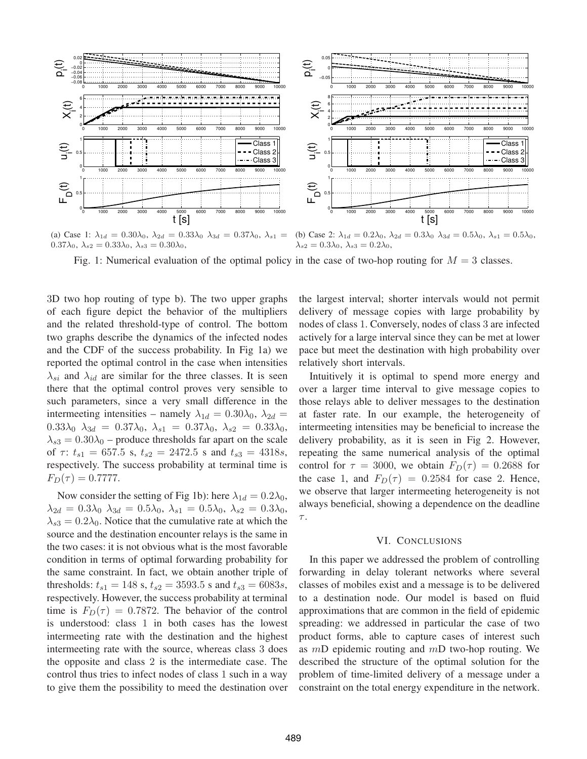(a) Case 1: $\lambda_{1d} = 0.30\lambda_0$, $\lambda_{2d} = 0.33\lambda_0$ $\lambda_{3d} = 0.37\lambda_0$, $\lambda_{s1} = 0.37\lambda_0$, $\lambda_{s2} = 0.33\lambda_0$, $\lambda_{s3} = 0.30\lambda_0$,

(b) Case 2: $\lambda_{1d} = 0.2\lambda_0$, $\lambda_{2d} = 0.3\lambda_0$ $\lambda_{3d} = 0.5\lambda_0$, $\lambda_{s1} = 0.5\lambda_0$, $\lambda_{s2} = 0.3\lambda_0$, $\lambda_{s3} = 0.2\lambda_0$,

Fig. 1: Numerical evaluation of the optimal policy in the case of two-hop routing for $M = 3$ classes.

3D two hop routing of type b). The two upper graphs of each figure depict the behavior of the multipliers and the related threshold-type of control. The bottom two graphs describe the dynamics of the infected nodes and the CDF of the success probability. In Fig 1a) we reported the optimal control in the case when intensities $\lambda_{si}$ and $\lambda_{id}$ are similar for the three classes. It is seen there that the optimal control proves very sensible to such parameters, since a very small difference in the intermeeting intensities – namely $\lambda_{1d} = 0.30\lambda_0$, $\lambda_{2d} = 0.33\lambda_0$ $\lambda_{3d} = 0.37\lambda_0$, $\lambda_{s1} = 0.37\lambda_0$, $\lambda_{s2} = 0.33\lambda_0$, $\lambda_{s3} = 0.30\lambda_0$ – produce thresholds far apart on the scale of $\tau$: $t_{s1} = 657.5$ s, $t_{s2} = 2472.5$ s and $t_{s3} = 4318s$, respectively. The success probability at terminal time is $F_D(\tau) = 0.7777$.

Now consider the setting of Fig 1b): here $\lambda_{1d} = 0.2\lambda_0$, $\lambda_{2d} = 0.3\lambda_0$ $\lambda_{3d} = 0.5\lambda_0$, $\lambda_{s1} = 0.5\lambda_0$, $\lambda_{s2} = 0.3\lambda_0$, $\lambda_{s3} = 0.2\lambda_0$. Notice that the cumulative rate at which the source and the destination encounter relays is the same in the two cases: it is not obvious what is the most favorable condition in terms of optimal forwarding probability for the same constraint. In fact, we obtain another triple of thresholds: $t_{s1} = 148$ s, $t_{s2} = 3593.5$ s and $t_{s3} = 6083s$, respectively. However, the success probability at terminal time is $F_D(\tau) = 0.7872$. The behavior of the control is understood: class 1 in both cases has the lowest intermeeting rate with the destination and the highest intermeeting rate with the source, whereas class 3 does the opposite and class 2 is the intermediate case. The control thus tries to infect nodes of class 1 such in a way to give them the possibility to meed the destination over the largest interval; shorter intervals would not permit delivery of message copies with large probability by nodes of class 1. Conversely, nodes of class 3 are infected actively for a large interval since they can be met at lower pace but meet the destination with high probability over relatively short intervals.

Intuitively it is optimal to spend more energy and over a larger time interval to give message copies to those relays able to deliver messages to the destination at faster rate. In our example, the heterogeneity of intermeeting intensities may be beneficial to increase the delivery probability, as it is seen in Fig 2. However, repeating the same numerical analysis of the optimal control for $\tau = 3000$, we obtain $F_D(\tau) = 0.2688$ for the case 1, and $F_D(\tau) = 0.2584$ for case 2. Hence, we observe that larger intermeeting heterogeneity is not always beneficial, showing a dependence on the deadline $\tau$.

## VI. Conclusions

In this paper we addressed the problem of controlling forwarding in delay tolerant networks where several classes of mobiles exist and a message is to be delivered to a destination node. Our model is based on fluid approximations that are common in the field of epidemic spreading: we addressed in particular the case of two product forms, able to capture cases of interest such as $m$D epidemic routing and $m$D two-hop routing. We described the structure of the optimal solution for the problem of time-limited delivery of a message under a constraint on the total energy expenditure in the network.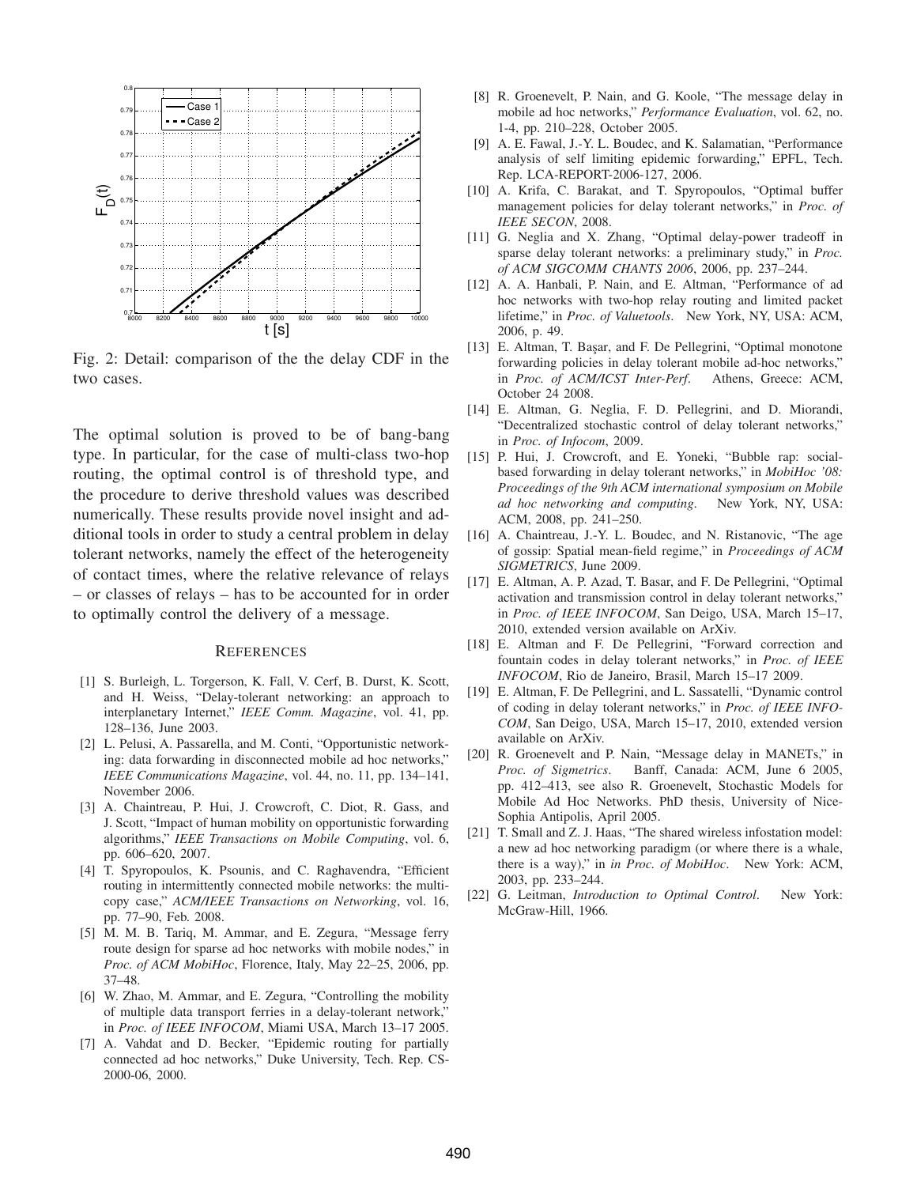0.8
0.79
0.78
0.77
0.76
0.75
0.74
0.73
0.72
0.71
0.7
8000 8200 8400 8600 8800 9000 9200 9400 9600 9800 10000
Case 1
Case 2
$F_D(t)$
t [s]

Fig. 2: Detail: comparison of the the delay CDF in the two cases.

The optimal solution is proved to be of bang-bang type. In particular, for the case of multi-class two-hop routing, the optimal control is of threshold type, and the procedure to derive threshold values was described numerically. These results provide novel insight and additional tools in order to study a central problem in delay tolerant networks, namely the effect of the heterogeneity of contact times, where the relative relevance of relays – or classes of relays – has to be accounted for in order to optimally control the delivery of a message.

## References

[1] S. Burleigh, L. Torgerson, K. Fall, V. Cerf, B. Durst, K. Scott, and H. Weiss, "Delay-tolerant networking: an approach to interplanetary Internet," *IEEE Comm. Magazine*, vol. 41, pp. 128–136, June 2003.

[2] L. Pelusi, A. Passarella, and M. Conti, "Opportunistic networking: data forwarding in disconnected mobile ad hoc networks," *IEEE Communications Magazine*, vol. 44, no. 11, pp. 134–141, November 2006.

[3] A. Chaintreau, P. Hui, J. Crowcroft, C. Diot, R. Gass, and J. Scott, "Impact of human mobility on opportunistic forwarding algorithms," *IEEE Transactions on Mobile Computing*, vol. 6, pp. 606–620, 2007.

[4] T. Spyropoulos, K. Psounis, and C. Raghavendra, "Efficient routing in intermittently connected mobile networks: the multi-copy case," *ACM/IEEE Transactions on Networking*, vol. 16, pp. 77–90, Feb. 2008.

[5] M. M. B. Tariq, M. Ammar, and E. Zegura, "Message ferry route design for sparse ad hoc networks with mobile nodes," in *Proc. of ACM MobiHoc*, Florence, Italy, May 22–25, 2006, pp. 37–48.

[6] W. Zhao, M. Ammar, and E. Zegura, "Controlling the mobility of multiple data transport ferries in a delay-tolerant network," in *Proc. of IEEE INFOCOM*, Miami USA, March 13–17 2005.

[7] A. Vahdat and D. Becker, "Epidemic routing for partially connected ad hoc networks," Duke University, Tech. Rep. CS-2000-06, 2000.

[8] R. Groenevelt, P. Nain, and G. Koole, "The message delay in mobile ad hoc networks," *Performance Evaluation*, vol. 62, no. 1-4, pp. 210–228, October 2005.

[9] A. E. Fawal, J.-Y. L. Boudec, and K. Salamatian, "Performance analysis of self limiting epidemic forwarding," EPFL, Tech. Rep. LCA-REPORT-2006-127, 2006.

[10] A. Krifa, C. Barakat, and T. Spyropoulos, "Optimal buffer management policies for delay tolerant networks," in *Proc. of IEEE SECON*, 2008.

[11] G. Neglia and X. Zhang, "Optimal delay-power tradeoff in sparse delay tolerant networks: a preliminary study," in *Proc. of ACM SIGCOMM CHANTS 2006*, 2006, pp. 237–244.

[12] A. A. Hanbali, P. Nain, and E. Altman, "Performance of ad hoc networks with two-hop relay routing and limited packet lifetime," in *Proc. of Valuetools*. New York, NY, USA: ACM, 2006, p. 49.

[13] E. Altman, T. Başar, and F. De Pellegrini, "Optimal monotone forwarding policies in delay tolerant mobile ad-hoc networks," in *Proc. of ACM/ICST Inter-Perf*. Athens, Greece: ACM, October 24 2008.

[14] E. Altman, G. Neglia, F. D. Pellegrini, and D. Miorandi, "Decentralized stochastic control of delay tolerant networks," in *Proc. of Infocom*, 2009.

[15] P. Hui, J. Crowcroft, and E. Yoneki, "Bubble rap: social-based forwarding in delay tolerant networks," in *MobiHoc '08: Proceedings of the 9th ACM international symposium on Mobile ad hoc networking and computing*. New York, NY, USA: ACM, 2008, pp. 241–250.

[16] A. Chaintreau, J.-Y. L. Boudec, and N. Ristanovic, "The age of gossip: Spatial mean-field regime," in *Proceedings of ACM SIGMETRICS*, June 2009.

[17] E. Altman, A. P. Azad, T. Basar, and F. De Pellegrini, "Optimal activation and transmission control in delay tolerant networks," in *Proc. of IEEE INFOCOM*, San Deigo, USA, March 15–17, 2010, extended version available on ArXiv.

[18] E. Altman and F. De Pellegrini, "Forward correction and fountain codes in delay tolerant networks," in *Proc. of IEEE INFOCOM*, Rio de Janeiro, Brasil, March 15–17 2009.

[19] E. Altman, F. De Pellegrini, and L. Sassatelli, "Dynamic control of coding in delay tolerant networks," in *Proc. of IEEE INFOCOM*, San Deigo, USA, March 15–17, 2010, extended version available on ArXiv.

[20] R. Groenevelt and P. Nain, "Message delay in MANETs," in *Proc. of Sigmetrics*. Banff, Canada: ACM, June 6 2005, pp. 412–413, see also R. Groenevelt, Stochastic Models for Mobile Ad Hoc Networks. PhD thesis, University of Nice-Sophia Antipolis, April 2005.

[21] T. Small and Z. J. Haas, "The shared wireless infostation model: a new ad hoc networking paradigm (or where there is a whale, there is a way)," in *in Proc. of MobiHoc*. New York: ACM, 2003, pp. 233–244.

[22] G. Leitman, *Introduction to Optimal Control*. New York: McGraw-Hill, 1966.